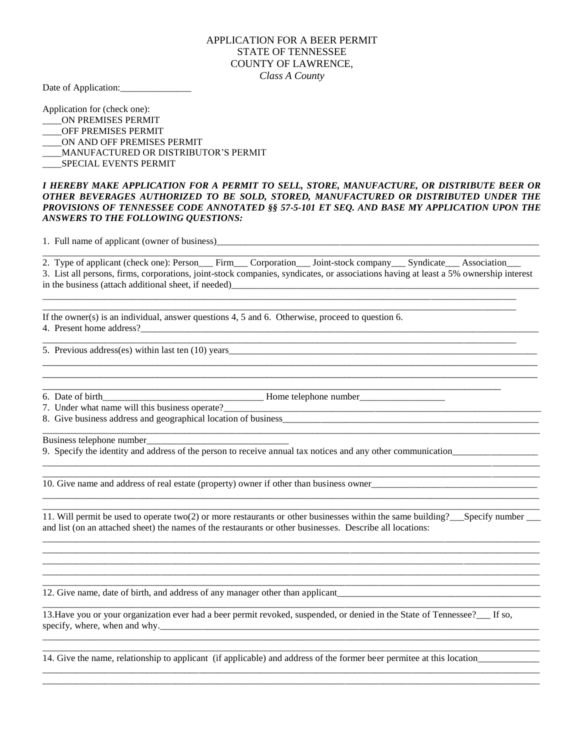# APPLICATION FOR A BEER PERMIT
## STATE OF TENNESSEE
## COUNTY OF LAWRENCE,
*Class A County*

Date of Application:_______________

Application for (check one):

____ON PREMISES PERMIT
____OFF PREMISES PERMIT
____ON AND OFF PREMISES PERMIT
____MANUFACTURED OR DISTRIBUTOR'S PERMIT
____SPECIAL EVENTS PERMIT

***I HEREBY MAKE APPLICATION FOR A PERMIT TO SELL, STORE, MANUFACTURE, OR DISTRIBUTE BEER OR OTHER BEVERAGES AUTHORIZED TO BE SOLD, STORED, MANUFACTURED OR DISTRIBUTED UNDER THE PROVISIONS OF TENNESSEE CODE ANNOTATED §§ 57-5-101 ET SEQ. AND BASE MY APPLICATION UPON THE ANSWERS TO THE FOLLOWING QUESTIONS:***

1. Full name of applicant (owner of business)_____________________________________________________________
_____________________________________________________________________________________________

2. Type of applicant (check one): Person___ Firm___ Corporation___ Joint-stock company___ Syndicate___ Association___

3. List all persons, firms, corporations, joint-stock companies, syndicates, or associations having at least a 5% ownership interest in the business (attach additional sheet, if needed)_____________________________________________________
_____________________________________________________________________________________________
_____________________________________________________________________________________________

If the owner(s) is an individual, answer questions 4, 5 and 6. Otherwise, proceed to question 6.

4. Present home address?_______________________________________________________________________
_____________________________________________________________________________________________

5. Previous address(es) within last ten (10) years___________________________________________________
_____________________________________________________________________________________________
_____________________________________________________________________________________________
_____________________________________________________________________________________________

6. Date of birth__________________________________ Home telephone number__________________

7. Under what name will this business operate?______________________________________________________

8. Give business address and geographical location of business__________________________________________
_____________________________________________________________________________________________

Business telephone number______________________________

9. Specify the identity and address of the person to receive annual tax notices and any other communication__________________
_____________________________________________________________________________________________
_____________________________________________________________________________________________

10. Give name and address of real estate (property) owner if other than business owner______________________________
_____________________________________________________________________________________________
_____________________________________________________________________________________________

11. Will permit be used to operate two(2) or more restaurants or other businesses within the same building?___Specify number ___ and list (on an attached sheet) the names of the restaurants or other businesses. Describe all locations:
_____________________________________________________________________________________________
_____________________________________________________________________________________________
_____________________________________________________________________________________________
_____________________________________________________________________________________________
_____________________________________________________________________________________________

12. Give name, date of birth, and address of any manager other than applicant___________________________________
_____________________________________________________________________________________________

13.Have you or your organization ever had a beer permit revoked, suspended, or denied in the State of Tennessee?___ If so, specify, where, when and why.______________________________________________________________________
_____________________________________________________________________________________________
_____________________________________________________________________________________________

14. Give the name, relationship to applicant (if applicable) and address of the former beer permitee at this location_____________
_____________________________________________________________________________________________
_____________________________________________________________________________________________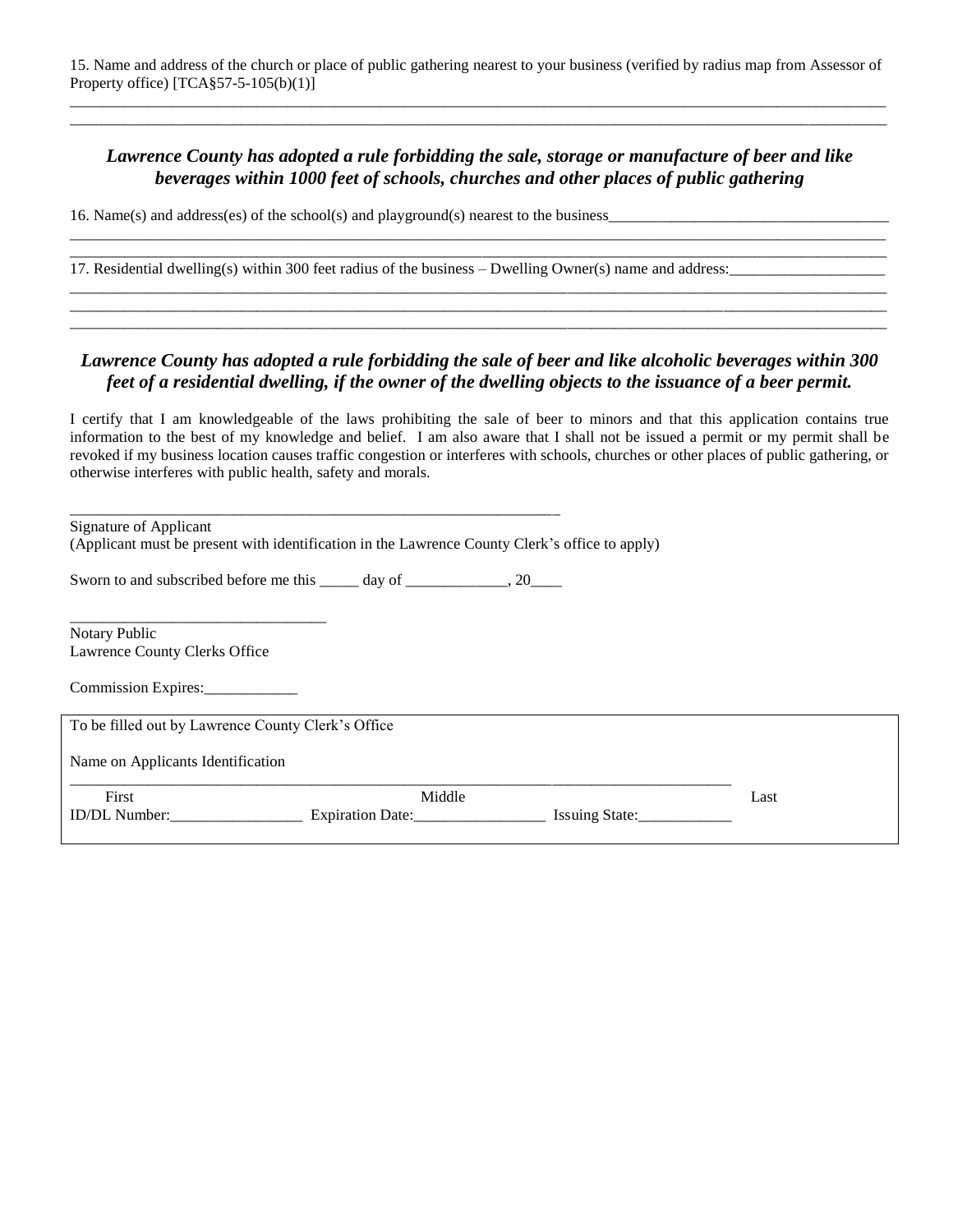15. Name and address of the church or place of public gathering nearest to your business (verified by radius map from Assessor of Property office) [TCA§57-5-105(b)(1)]

\_\_\_\_\_\_\_\_\_\_\_\_\_\_\_\_\_\_\_\_\_\_\_\_\_\_\_\_\_\_\_\_\_\_\_\_\_\_\_\_\_\_\_\_\_\_\_\_\_\_\_\_\_\_\_\_\_\_\_\_\_\_\_\_\_\_\_\_\_\_\_\_\_\_\_\_\_\_\_\_\_\_\_\_

\_\_\_\_\_\_\_\_\_\_\_\_\_\_\_\_\_\_\_\_\_\_\_\_\_\_\_\_\_\_\_\_\_\_\_\_\_\_\_\_\_\_\_\_\_\_\_\_\_\_\_\_\_\_\_\_\_\_\_\_\_\_\_\_\_\_\_\_\_\_\_\_\_\_\_\_\_\_\_\_\_\_\_\_

***Lawrence County has adopted a rule forbidding the sale, storage or manufacture of beer and like beverages within 1000 feet of schools, churches and other places of public gathering***

16. Name(s) and address(es) of the school(s) and playground(s) nearest to the business\_\_\_\_\_\_\_\_\_\_\_\_\_\_\_\_\_\_\_\_\_\_\_\_\_\_\_\_\_\_\_\_\_\_\_\_

\_\_\_\_\_\_\_\_\_\_\_\_\_\_\_\_\_\_\_\_\_\_\_\_\_\_\_\_\_\_\_\_\_\_\_\_\_\_\_\_\_\_\_\_\_\_\_\_\_\_\_\_\_\_\_\_\_\_\_\_\_\_\_\_\_\_\_\_\_\_\_\_\_\_\_\_\_\_\_\_\_\_\_\_

\_\_\_\_\_\_\_\_\_\_\_\_\_\_\_\_\_\_\_\_\_\_\_\_\_\_\_\_\_\_\_\_\_\_\_\_\_\_\_\_\_\_\_\_\_\_\_\_\_\_\_\_\_\_\_\_\_\_\_\_\_\_\_\_\_\_\_\_\_\_\_\_\_\_\_\_\_\_\_\_\_\_\_\_

17. Residential dwelling(s) within 300 feet radius of the business – Dwelling Owner(s) name and address:\_\_\_\_\_\_\_\_\_\_\_\_\_\_\_\_\_\_\_\_

\_\_\_\_\_\_\_\_\_\_\_\_\_\_\_\_\_\_\_\_\_\_\_\_\_\_\_\_\_\_\_\_\_\_\_\_\_\_\_\_\_\_\_\_\_\_\_\_\_\_\_\_\_\_\_\_\_\_\_\_\_\_\_\_\_\_\_\_\_\_\_\_\_\_\_\_\_\_\_\_\_\_\_\_

\_\_\_\_\_\_\_\_\_\_\_\_\_\_\_\_\_\_\_\_\_\_\_\_\_\_\_\_\_\_\_\_\_\_\_\_\_\_\_\_\_\_\_\_\_\_\_\_\_\_\_\_\_\_\_\_\_\_\_\_\_\_\_\_\_\_\_\_\_\_\_\_\_\_\_\_\_\_\_\_\_\_\_\_

\_\_\_\_\_\_\_\_\_\_\_\_\_\_\_\_\_\_\_\_\_\_\_\_\_\_\_\_\_\_\_\_\_\_\_\_\_\_\_\_\_\_\_\_\_\_\_\_\_\_\_\_\_\_\_\_\_\_\_\_\_\_\_\_\_\_\_\_\_\_\_\_\_\_\_\_\_\_\_\_\_\_\_\_

***Lawrence County has adopted a rule forbidding the sale of beer and like alcoholic beverages within 300 feet of a residential dwelling, if the owner of the dwelling objects to the issuance of a beer permit.***

I certify that I am knowledgeable of the laws prohibiting the sale of beer to minors and that this application contains true information to the best of my knowledge and belief. I am also aware that I shall not be issued a permit or my permit shall be revoked if my business location causes traffic congestion or interferes with schools, churches or other places of public gathering, or otherwise interferes with public health, safety and morals.

\_\_\_\_\_\_\_\_\_\_\_\_\_\_\_\_\_\_\_\_\_\_\_\_\_\_\_\_\_\_\_\_\_\_\_\_\_\_\_\_\_\_\_\_\_\_\_\_\_\_\_\_\_\_\_\_\_\_\_\_\_\_

Signature of Applicant
(Applicant must be present with identification in the Lawrence County Clerk's office to apply)

Sworn to and subscribed before me this \_\_\_\_\_ day of \_\_\_\_\_\_\_\_\_\_\_\_\_, 20\_\_\_\_

\_\_\_\_\_\_\_\_\_\_\_\_\_\_\_\_\_\_\_\_\_\_\_\_\_\_\_\_\_\_\_\_\_\_

Notary Public
Lawrence County Clerks Office

Commission Expires:\_\_\_\_\_\_\_\_\_\_\_\_

---

To be filled out by Lawrence County Clerk's Office

Name on Applicants Identification

\_\_\_\_\_\_\_\_\_\_\_\_\_\_\_\_\_\_\_\_\_\_\_\_\_\_\_\_\_\_\_\_\_\_\_\_\_\_\_\_\_\_\_\_\_\_\_\_\_\_\_\_\_\_\_\_\_\_\_\_\_\_\_\_\_\_\_\_\_\_\_\_\_\_\_\_\_\_\_\_\_\_\_\_

First Middle Last

ID/DL Number:\_\_\_\_\_\_\_\_\_\_\_\_\_\_\_\_\_ Expiration Date:\_\_\_\_\_\_\_\_\_\_\_\_\_\_\_\_\_ Issuing State:\_\_\_\_\_\_\_\_\_\_\_\_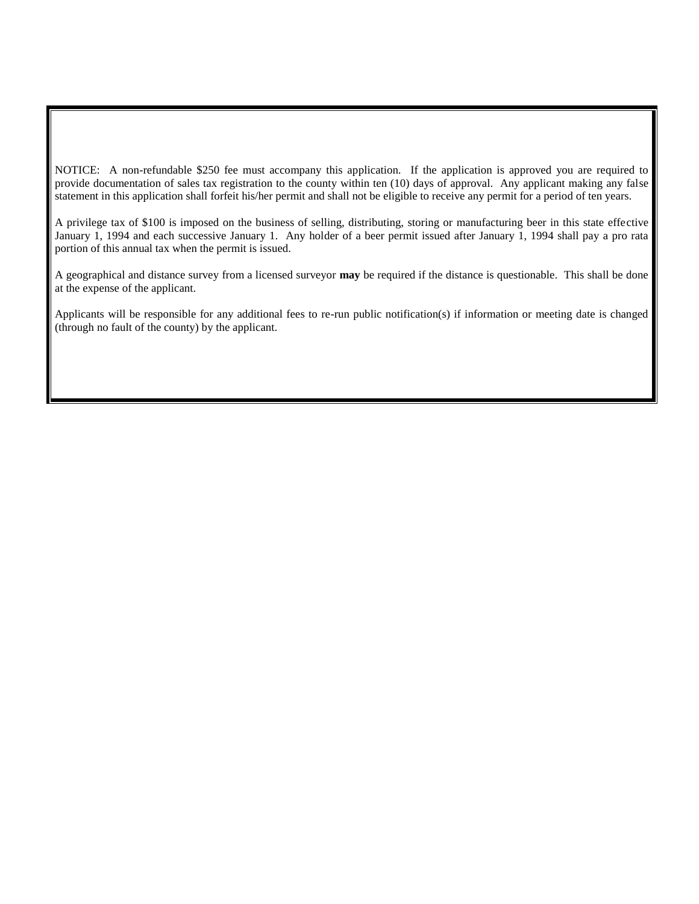NOTICE: A non-refundable $250 fee must accompany this application. If the application is approved you are required to provide documentation of sales tax registration to the county within ten (10) days of approval. Any applicant making any false statement in this application shall forfeit his/her permit and shall not be eligible to receive any permit for a period of ten years.

A privilege tax of $100 is imposed on the business of selling, distributing, storing or manufacturing beer in this state effective January 1, 1994 and each successive January 1. Any holder of a beer permit issued after January 1, 1994 shall pay a pro rata portion of this annual tax when the permit is issued.

A geographical and distance survey from a licensed surveyor **may** be required if the distance is questionable. This shall be done at the expense of the applicant.

Applicants will be responsible for any additional fees to re-run public notification(s) if information or meeting date is changed (through no fault of the county) by the applicant.